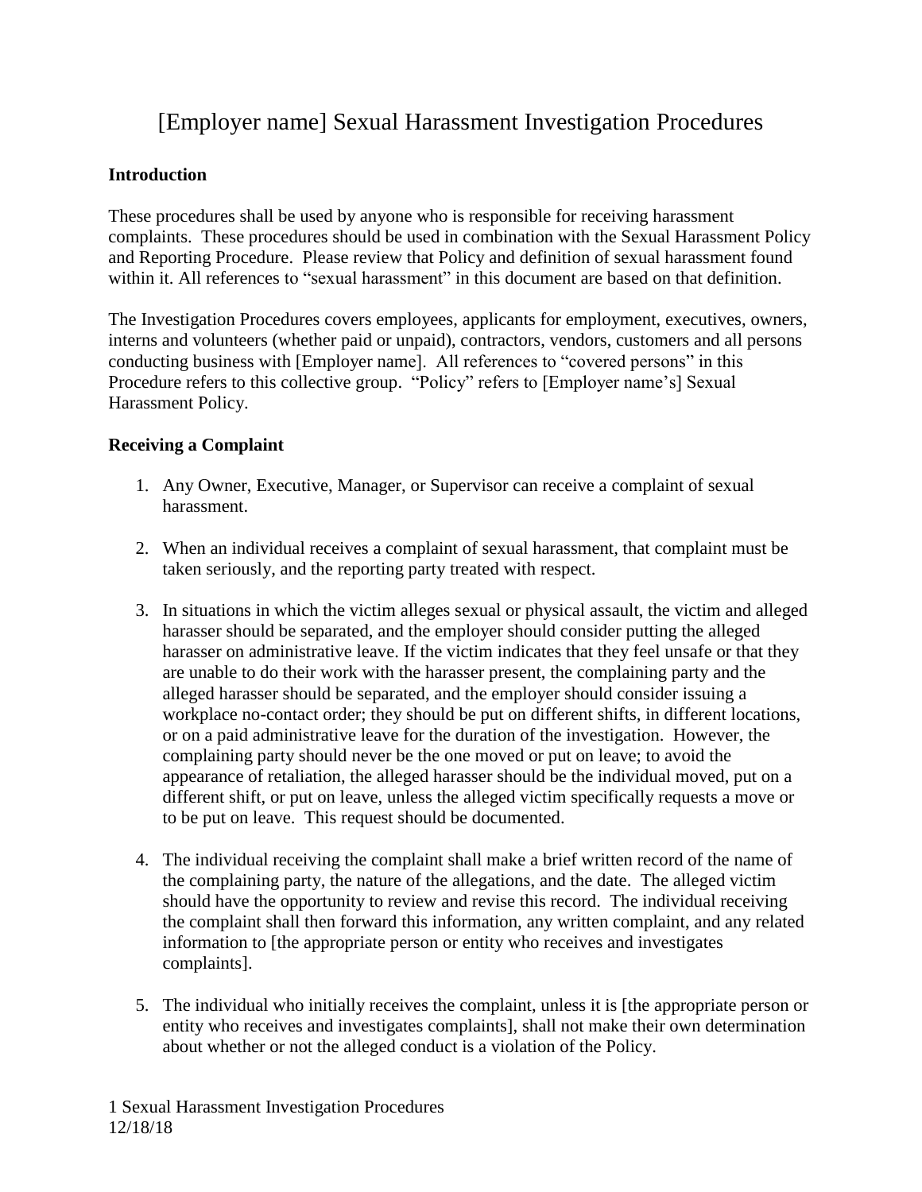# [Employer name] Sexual Harassment Investigation Procedures

**Introduction**

These procedures shall be used by anyone who is responsible for receiving harassment complaints. These procedures should be used in combination with the Sexual Harassment Policy and Reporting Procedure. Please review that Policy and definition of sexual harassment found within it. All references to "sexual harassment" in this document are based on that definition.

The Investigation Procedures covers employees, applicants for employment, executives, owners, interns and volunteers (whether paid or unpaid), contractors, vendors, customers and all persons conducting business with [Employer name]. All references to "covered persons" in this Procedure refers to this collective group. "Policy" refers to [Employer name's] Sexual Harassment Policy.

**Receiving a Complaint**

1. Any Owner, Executive, Manager, or Supervisor can receive a complaint of sexual harassment.

2. When an individual receives a complaint of sexual harassment, that complaint must be taken seriously, and the reporting party treated with respect.

3. In situations in which the victim alleges sexual or physical assault, the victim and alleged harasser should be separated, and the employer should consider putting the alleged harasser on administrative leave. If the victim indicates that they feel unsafe or that they are unable to do their work with the harasser present, the complaining party and the alleged harasser should be separated, and the employer should consider issuing a workplace no-contact order; they should be put on different shifts, in different locations, or on a paid administrative leave for the duration of the investigation. However, the complaining party should never be the one moved or put on leave; to avoid the appearance of retaliation, the alleged harasser should be the individual moved, put on a different shift, or put on leave, unless the alleged victim specifically requests a move or to be put on leave. This request should be documented.

4. The individual receiving the complaint shall make a brief written record of the name of the complaining party, the nature of the allegations, and the date. The alleged victim should have the opportunity to review and revise this record. The individual receiving the complaint shall then forward this information, any written complaint, and any related information to [the appropriate person or entity who receives and investigates complaints].

5. The individual who initially receives the complaint, unless it is [the appropriate person or entity who receives and investigates complaints], shall not make their own determination about whether or not the alleged conduct is a violation of the Policy.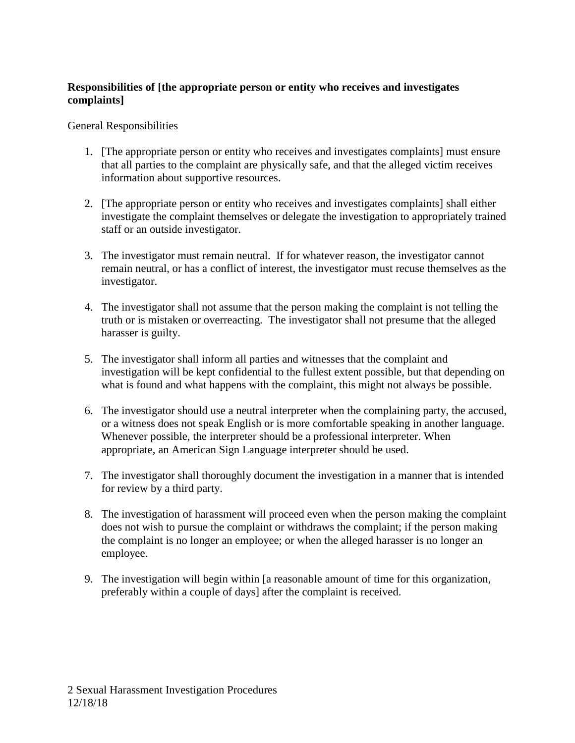**Responsibilities of [the appropriate person or entity who receives and investigates complaints]**

General Responsibilities

1. [The appropriate person or entity who receives and investigates complaints] must ensure that all parties to the complaint are physically safe, and that the alleged victim receives information about supportive resources.

2. [The appropriate person or entity who receives and investigates complaints] shall either investigate the complaint themselves or delegate the investigation to appropriately trained staff or an outside investigator.

3. The investigator must remain neutral. If for whatever reason, the investigator cannot remain neutral, or has a conflict of interest, the investigator must recuse themselves as the investigator.

4. The investigator shall not assume that the person making the complaint is not telling the truth or is mistaken or overreacting. The investigator shall not presume that the alleged harasser is guilty.

5. The investigator shall inform all parties and witnesses that the complaint and investigation will be kept confidential to the fullest extent possible, but that depending on what is found and what happens with the complaint, this might not always be possible.

6. The investigator should use a neutral interpreter when the complaining party, the accused, or a witness does not speak English or is more comfortable speaking in another language. Whenever possible, the interpreter should be a professional interpreter. When appropriate, an American Sign Language interpreter should be used.

7. The investigator shall thoroughly document the investigation in a manner that is intended for review by a third party.

8. The investigation of harassment will proceed even when the person making the complaint does not wish to pursue the complaint or withdraws the complaint; if the person making the complaint is no longer an employee; or when the alleged harasser is no longer an employee.

9. The investigation will begin within [a reasonable amount of time for this organization, preferably within a couple of days] after the complaint is received.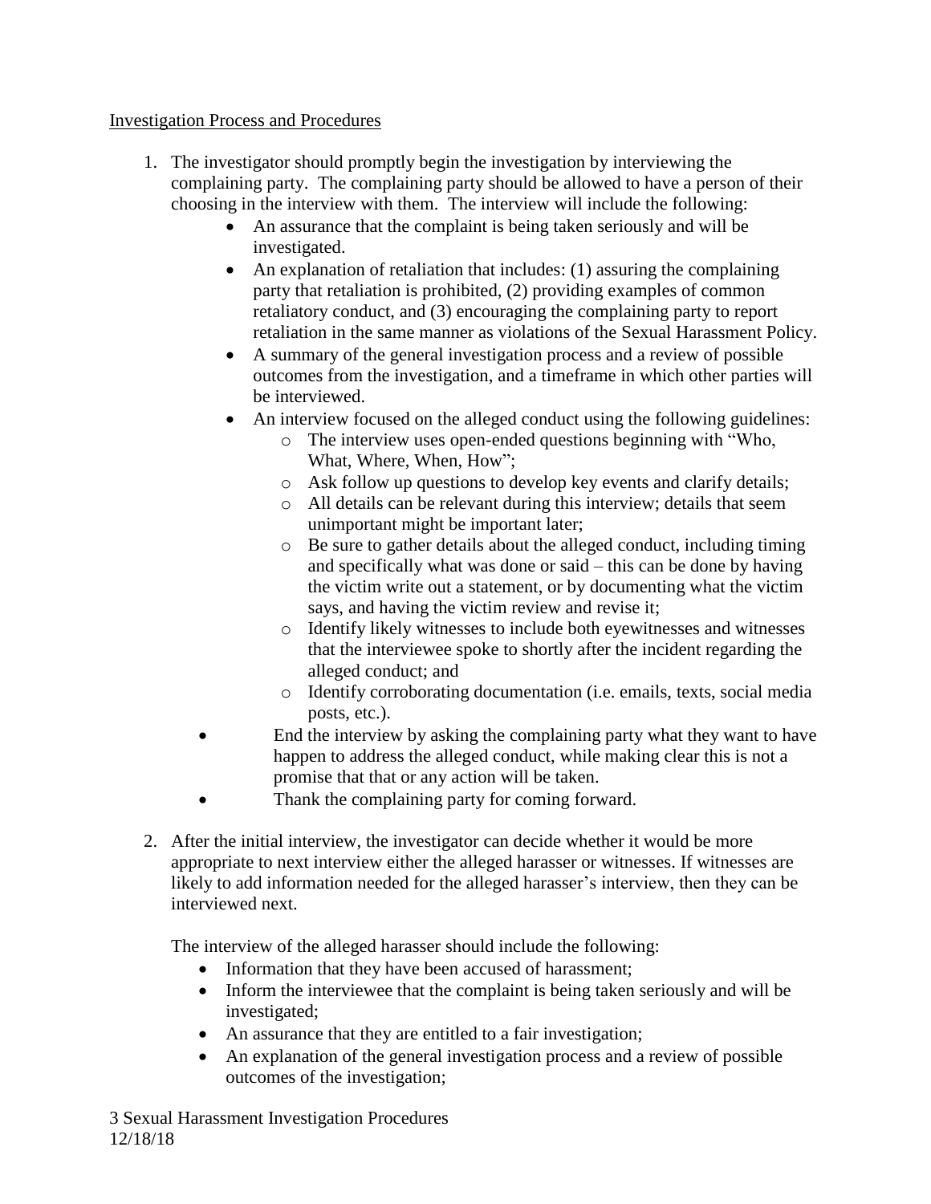Investigation Process and Procedures

1. The investigator should promptly begin the investigation by interviewing the complaining party. The complaining party should be allowed to have a person of their choosing in the interview with them. The interview will include the following:
   - An assurance that the complaint is being taken seriously and will be investigated.
   - An explanation of retaliation that includes: (1) assuring the complaining party that retaliation is prohibited, (2) providing examples of common retaliatory conduct, and (3) encouraging the complaining party to report retaliation in the same manner as violations of the Sexual Harassment Policy.
   - A summary of the general investigation process and a review of possible outcomes from the investigation, and a timeframe in which other parties will be interviewed.
   - An interview focused on the alleged conduct using the following guidelines:
     - The interview uses open-ended questions beginning with "Who, What, Where, When, How";
     - Ask follow up questions to develop key events and clarify details;
     - All details can be relevant during this interview; details that seem unimportant might be important later;
     - Be sure to gather details about the alleged conduct, including timing and specifically what was done or said – this can be done by having the victim write out a statement, or by documenting what the victim says, and having the victim review and revise it;
     - Identify likely witnesses to include both eyewitnesses and witnesses that the interviewee spoke to shortly after the incident regarding the alleged conduct; and
     - Identify corroborating documentation (i.e. emails, texts, social media posts, etc.).
   - End the interview by asking the complaining party what they want to have happen to address the alleged conduct, while making clear this is not a promise that that or any action will be taken.
   - Thank the complaining party for coming forward.

2. After the initial interview, the investigator can decide whether it would be more appropriate to next interview either the alleged harasser or witnesses. If witnesses are likely to add information needed for the alleged harasser's interview, then they can be interviewed next.

   The interview of the alleged harasser should include the following:
   - Information that they have been accused of harassment;
   - Inform the interviewee that the complaint is being taken seriously and will be investigated;
   - An assurance that they are entitled to a fair investigation;
   - An explanation of the general investigation process and a review of possible outcomes of the investigation;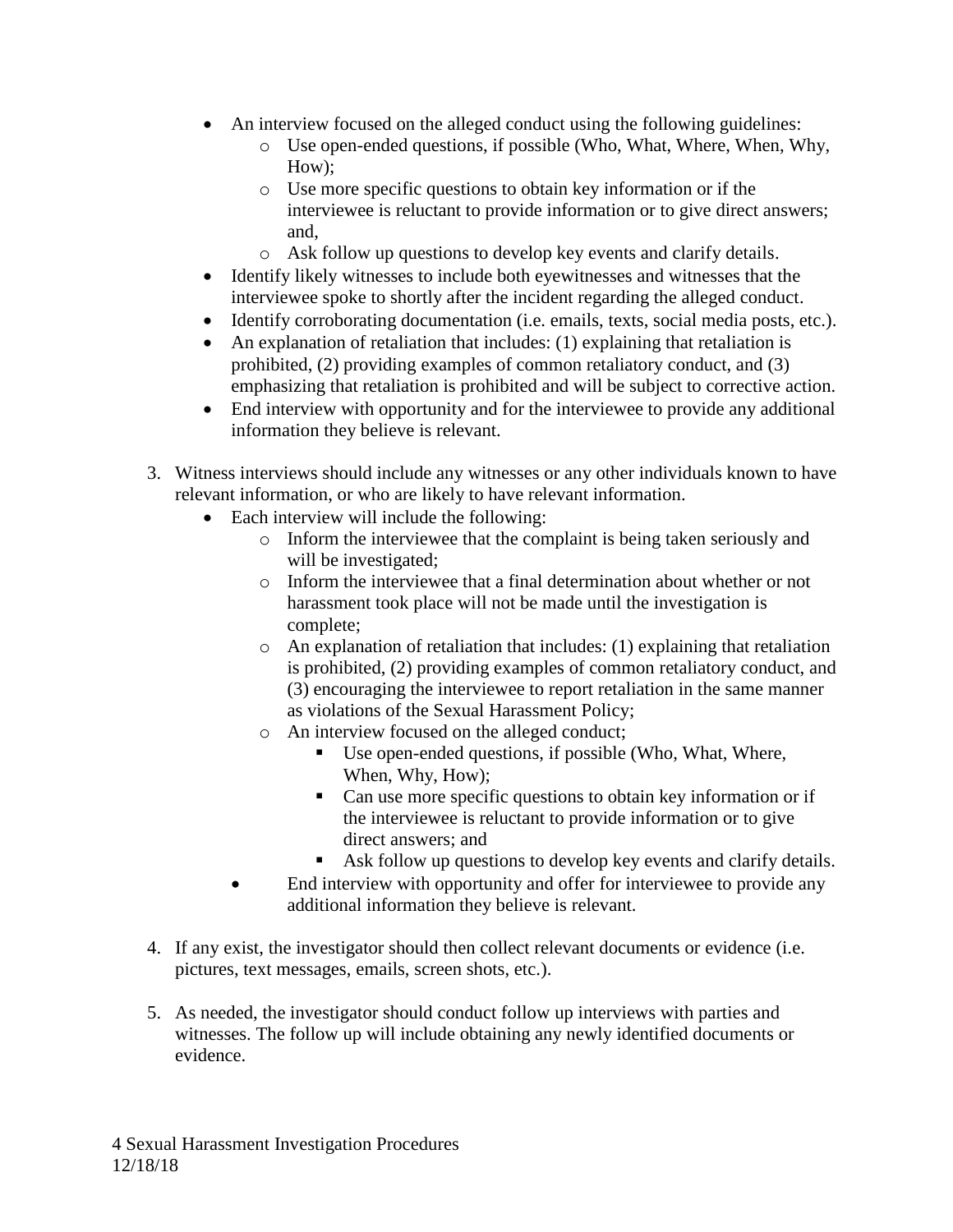- An interview focused on the alleged conduct using the following guidelines:
  - Use open-ended questions, if possible (Who, What, Where, When, Why, How);
  - Use more specific questions to obtain key information or if the interviewee is reluctant to provide information or to give direct answers; and,
  - Ask follow up questions to develop key events and clarify details.
- Identify likely witnesses to include both eyewitnesses and witnesses that the interviewee spoke to shortly after the incident regarding the alleged conduct.
- Identify corroborating documentation (i.e. emails, texts, social media posts, etc.).
- An explanation of retaliation that includes: (1) explaining that retaliation is prohibited, (2) providing examples of common retaliatory conduct, and (3) emphasizing that retaliation is prohibited and will be subject to corrective action.
- End interview with opportunity and for the interviewee to provide any additional information they believe is relevant.

3. Witness interviews should include any witnesses or any other individuals known to have relevant information, or who are likely to have relevant information.
   - Each interview will include the following:
     - Inform the interviewee that the complaint is being taken seriously and will be investigated;
     - Inform the interviewee that a final determination about whether or not harassment took place will not be made until the investigation is complete;
     - An explanation of retaliation that includes: (1) explaining that retaliation is prohibited, (2) providing examples of common retaliatory conduct, and (3) encouraging the interviewee to report retaliation in the same manner as violations of the Sexual Harassment Policy;
     - An interview focused on the alleged conduct;
       - Use open-ended questions, if possible (Who, What, Where, When, Why, How);
       - Can use more specific questions to obtain key information or if the interviewee is reluctant to provide information or to give direct answers; and
       - Ask follow up questions to develop key events and clarify details.
   - End interview with opportunity and offer for interviewee to provide any additional information they believe is relevant.

4. If any exist, the investigator should then collect relevant documents or evidence (i.e. pictures, text messages, emails, screen shots, etc.).

5. As needed, the investigator should conduct follow up interviews with parties and witnesses. The follow up will include obtaining any newly identified documents or evidence.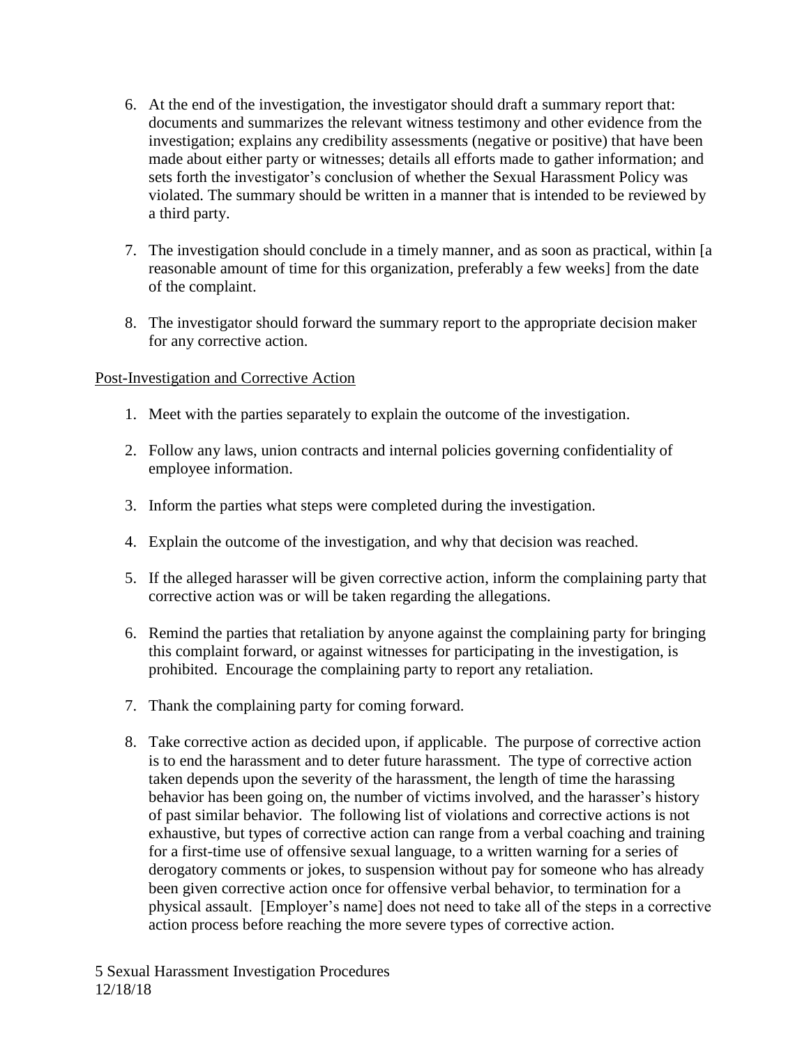6. At the end of the investigation, the investigator should draft a summary report that: documents and summarizes the relevant witness testimony and other evidence from the investigation; explains any credibility assessments (negative or positive) that have been made about either party or witnesses; details all efforts made to gather information; and sets forth the investigator's conclusion of whether the Sexual Harassment Policy was violated. The summary should be written in a manner that is intended to be reviewed by a third party.

7. The investigation should conclude in a timely manner, and as soon as practical, within [a reasonable amount of time for this organization, preferably a few weeks] from the date of the complaint.

8. The investigator should forward the summary report to the appropriate decision maker for any corrective action.

<u>Post-Investigation and Corrective Action</u>

1. Meet with the parties separately to explain the outcome of the investigation.

2. Follow any laws, union contracts and internal policies governing confidentiality of employee information.

3. Inform the parties what steps were completed during the investigation.

4. Explain the outcome of the investigation, and why that decision was reached.

5. If the alleged harasser will be given corrective action, inform the complaining party that corrective action was or will be taken regarding the allegations.

6. Remind the parties that retaliation by anyone against the complaining party for bringing this complaint forward, or against witnesses for participating in the investigation, is prohibited. Encourage the complaining party to report any retaliation.

7. Thank the complaining party for coming forward.

8. Take corrective action as decided upon, if applicable. The purpose of corrective action is to end the harassment and to deter future harassment. The type of corrective action taken depends upon the severity of the harassment, the length of time the harassing behavior has been going on, the number of victims involved, and the harasser's history of past similar behavior. The following list of violations and corrective actions is not exhaustive, but types of corrective action can range from a verbal coaching and training for a first-time use of offensive sexual language, to a written warning for a series of derogatory comments or jokes, to suspension without pay for someone who has already been given corrective action once for offensive verbal behavior, to termination for a physical assault. [Employer's name] does not need to take all of the steps in a corrective action process before reaching the more severe types of corrective action.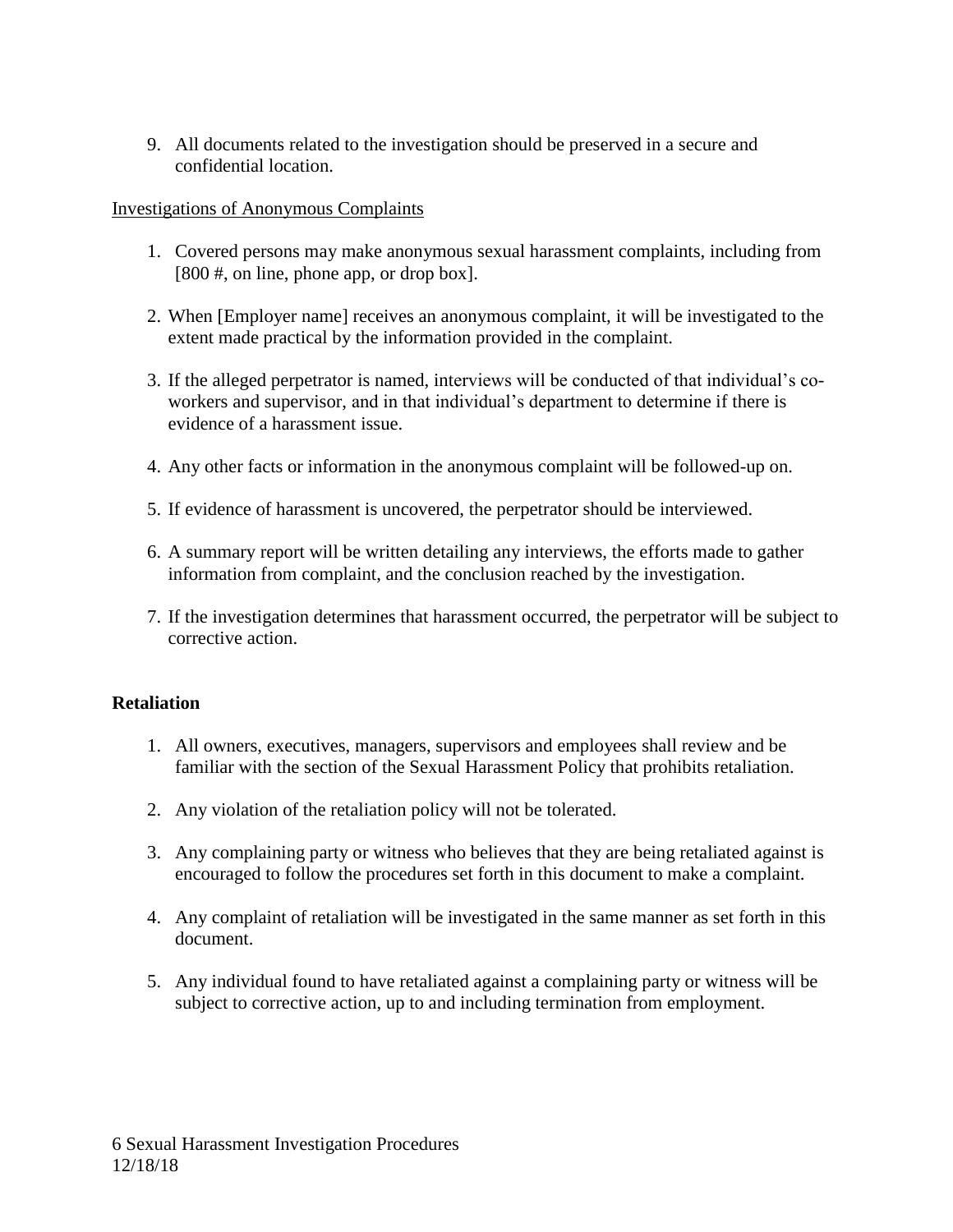9. All documents related to the investigation should be preserved in a secure and confidential location.

Investigations of Anonymous Complaints

1. Covered persons may make anonymous sexual harassment complaints, including from [800 #, on line, phone app, or drop box].

2. When [Employer name] receives an anonymous complaint, it will be investigated to the extent made practical by the information provided in the complaint.

3. If the alleged perpetrator is named, interviews will be conducted of that individual's co-workers and supervisor, and in that individual's department to determine if there is evidence of a harassment issue.

4. Any other facts or information in the anonymous complaint will be followed-up on.

5. If evidence of harassment is uncovered, the perpetrator should be interviewed.

6. A summary report will be written detailing any interviews, the efforts made to gather information from complaint, and the conclusion reached by the investigation.

7. If the investigation determines that harassment occurred, the perpetrator will be subject to corrective action.

**Retaliation**

1. All owners, executives, managers, supervisors and employees shall review and be familiar with the section of the Sexual Harassment Policy that prohibits retaliation.

2. Any violation of the retaliation policy will not be tolerated.

3. Any complaining party or witness who believes that they are being retaliated against is encouraged to follow the procedures set forth in this document to make a complaint.

4. Any complaint of retaliation will be investigated in the same manner as set forth in this document.

5. Any individual found to have retaliated against a complaining party or witness will be subject to corrective action, up to and including termination from employment.